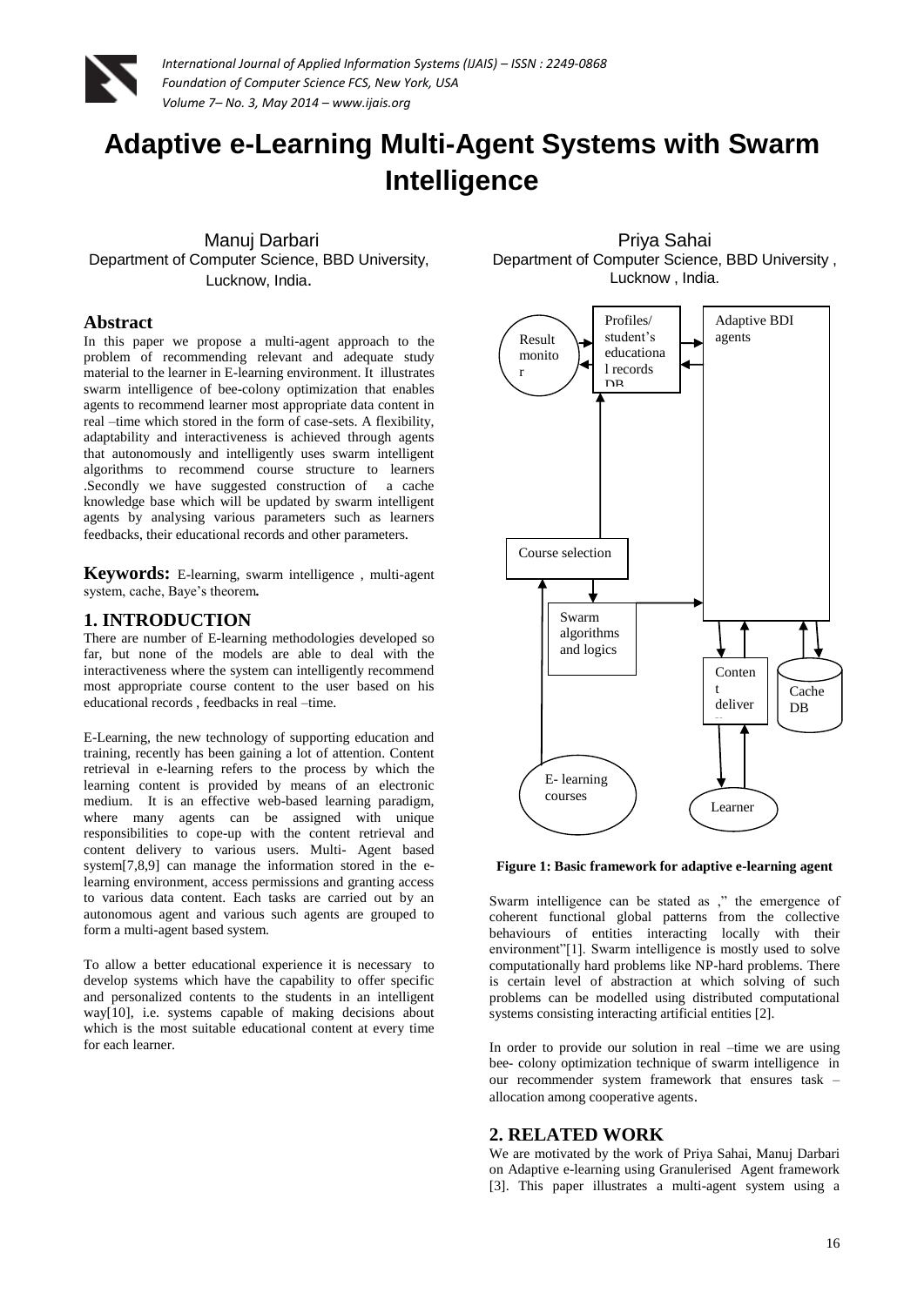# Adaptive e-Learning Multi-Agent Systems with Swarm Intelligence

Manuj Darbari
Department of Computer Science, BBD University, Lucknow, India.

Priya Sahai
Department of Computer Science, BBD University , Lucknow , India.

## Abstract

In this paper we propose a multi-agent approach to the problem of recommending relevant and adequate study material to the learner in E-learning environment. It illustrates swarm intelligence of bee-colony optimization that enables agents to recommend learner most appropriate data content in real –time which stored in the form of case-sets. A flexibility, adaptability and interactiveness is achieved through agents that autonomously and intelligently uses swarm intelligent algorithms to recommend course structure to learners .Secondly we have suggested construction of a cache knowledge base which will be updated by swarm intelligent agents by analysing various parameters such as learners feedbacks, their educational records and other parameters.

**Keywords:** E-learning, swarm intelligence , multi-agent system, cache, Baye's theorem**.**

## 1. INTRODUCTION

There are number of E-learning methodologies developed so far, but none of the models are able to deal with the interactiveness where the system can intelligently recommend most appropriate course content to the user based on his educational records , feedbacks in real –time.

E-Learning, the new technology of supporting education and training, recently has been gaining a lot of attention. Content retrieval in e-learning refers to the process by which the learning content is provided by means of an electronic medium. It is an effective web-based learning paradigm, where many agents can be assigned with unique responsibilities to cope-up with the content retrieval and content delivery to various users. Multi- Agent based system[7,8,9] can manage the information stored in the e-learning environment, access permissions and granting access to various data content. Each tasks are carried out by an autonomous agent and various such agents are grouped to form a multi-agent based system.

To allow a better educational experience it is necessary to develop systems which have the capability to offer specific and personalized contents to the students in an intelligent way[10], i.e. systems capable of making decisions about which is the most suitable educational content at every time for each learner.

Result monitor | Profiles/ student's educational records DB | Adaptive BDI agents | Course selection | Swarm algorithms and logics | Content delivery | Cache DB | E- learning courses | Learner

**Figure 1: Basic framework for adaptive e-learning agent**

Swarm intelligence can be stated as ," the emergence of coherent functional global patterns from the collective behaviours of entities interacting locally with their environment"[1]. Swarm intelligence is mostly used to solve computationally hard problems like NP-hard problems. There is certain level of abstraction at which solving of such problems can be modelled using distributed computational systems consisting interacting artificial entities [2].

In order to provide our solution in real –time we are using bee- colony optimization technique of swarm intelligence in our recommender system framework that ensures task –allocation among cooperative agents.

## 2. RELATED WORK

We are motivated by the work of Priya Sahai, Manuj Darbari on Adaptive e-learning using Granulerised Agent framework [3]. This paper illustrates a multi-agent system using a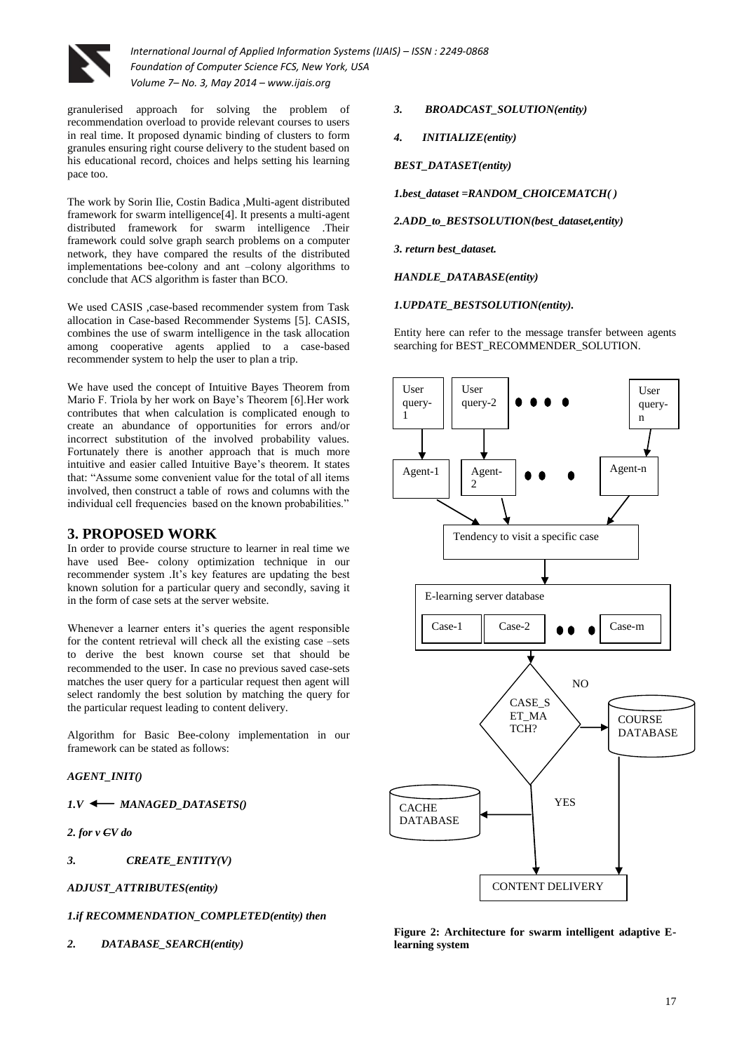granulerised approach for solving the problem of recommendation overload to provide relevant courses to users in real time. It proposed dynamic binding of clusters to form granules ensuring right course delivery to the student based on his educational record, choices and helps setting his learning pace too.

The work by Sorin Ilie, Costin Badica ,Multi-agent distributed framework for swarm intelligence[4]. It presents a multi-agent distributed framework for swarm intelligence .Their framework could solve graph search problems on a computer network, they have compared the results of the distributed implementations bee-colony and ant –colony algorithms to conclude that ACS algorithm is faster than BCO.

We used CASIS ,case-based recommender system from Task allocation in Case-based Recommender Systems [5]. CASIS, combines the use of swarm intelligence in the task allocation among cooperative agents applied to a case-based recommender system to help the user to plan a trip.

We have used the concept of Intuitive Bayes Theorem from Mario F. Triola by her work on Baye's Theorem [6].Her work contributes that when calculation is complicated enough to create an abundance of opportunities for errors and/or incorrect substitution of the involved probability values. Fortunately there is another approach that is much more intuitive and easier called Intuitive Baye's theorem. It states that: "Assume some convenient value for the total of all items involved, then construct a table of rows and columns with the individual cell frequencies based on the known probabilities."

## 3. PROPOSED WORK

In order to provide course structure to learner in real time we have used Bee- colony optimization technique in our recommender system .It's key features are updating the best known solution for a particular query and secondly, saving it in the form of case sets at the server website.

Whenever a learner enters it's queries the agent responsible for the content retrieval will check all the existing case –sets to derive the best known course set that should be recommended to the user. In case no previous saved case-sets matches the user query for a particular request then agent will select randomly the best solution by matching the query for the particular request leading to content delivery.

Algorithm for Basic Bee-colony implementation in our framework can be stated as follows:

***AGENT_INIT()***

*1.V ⟵ MANAGED_DATASETS()*

*2. for v ЄV do*

*3. CREATE_ENTITY(V)*

***ADJUST_ATTRIBUTES(entity)***

*1.if RECOMMENDATION_COMPLETED(entity) then*

*2. DATABASE_SEARCH(entity)*

*3. BROADCAST_SOLUTION(entity)*

*4. INITIALIZE(entity)*

***BEST_DATASET(entity)***

*1.best_dataset =RANDOM_CHOICEMATCH( )*

*2.ADD_to_BESTSOLUTION(best_dataset,entity)*

*3. return best_dataset.*

***HANDLE_DATABASE(entity)***

*1.UPDATE_BESTSOLUTION(entity).*

Entity here can refer to the message transfer between agents searching for BEST_RECOMMENDER_SOLUTION.

User query-1 | User query-2 | • • • • | User query-n

Agent-1 | Agent-2 | • • • | Agent-n

Tendency to visit a specific case

E-learning server database: Case-1 | Case-2 | • • • | Case-m

CASE_SET_MATCH? — NO → COURSE DATABASE; YES → CACHE DATABASE

CONTENT DELIVERY

**Figure 2: Architecture for swarm intelligent adaptive E-learning system**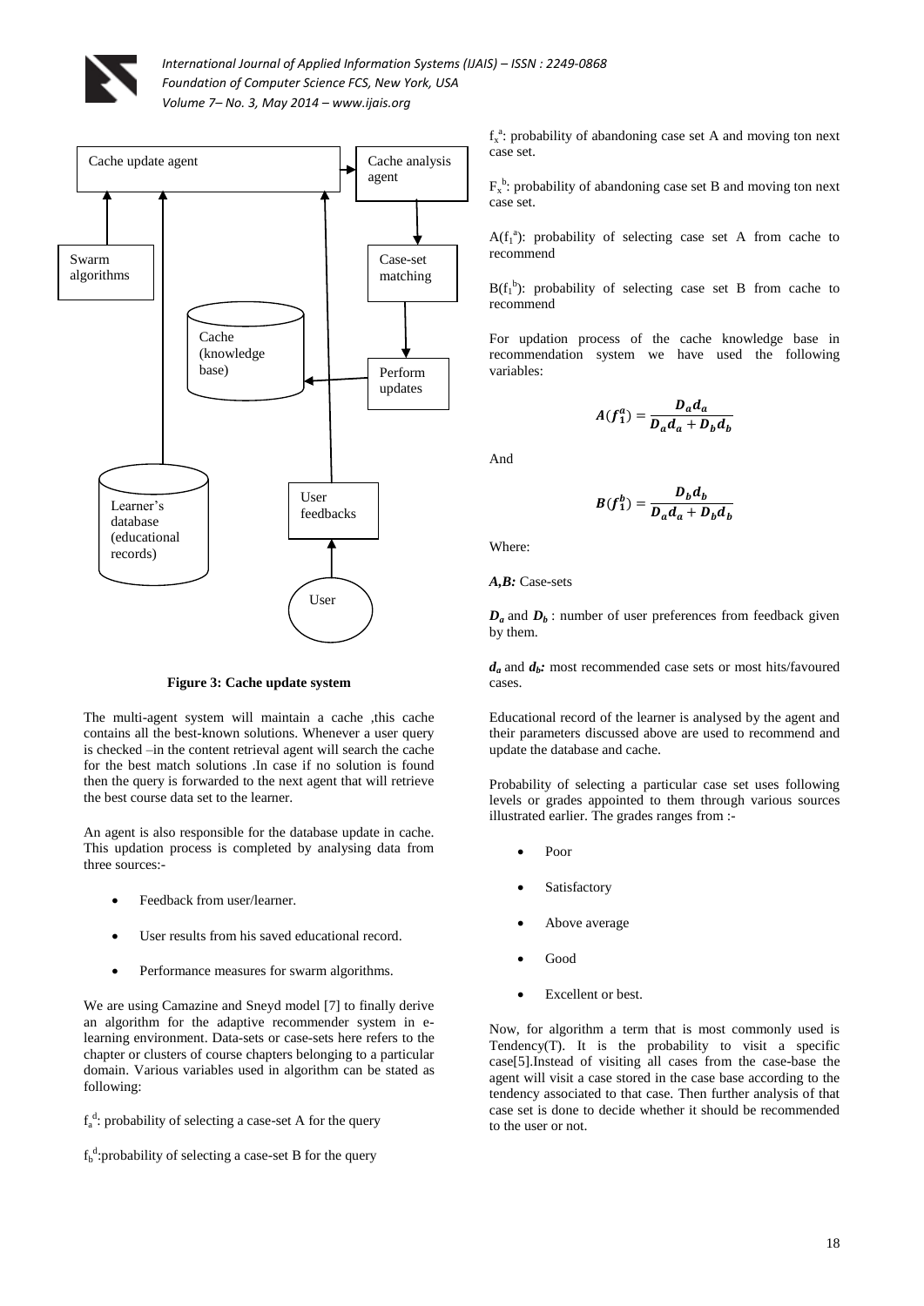Figure 3: Cache update system

The multi-agent system will maintain a cache ,this cache contains all the best-known solutions. Whenever a user query is checked –in the content retrieval agent will search the cache for the best match solutions .In case if no solution is found then the query is forwarded to the next agent that will retrieve the best course data set to the learner.

An agent is also responsible for the database update in cache. This updation process is completed by analysing data from three sources:-

- Feedback from user/learner.
- User results from his saved educational record.
- Performance measures for swarm algorithms.

We are using Camazine and Sneyd model [7] to finally derive an algorithm for the adaptive recommender system in e-learning environment. Data-sets or case-sets here refers to the chapter or clusters of course chapters belonging to a particular domain. Various variables used in algorithm can be stated as following:

$f_a^d$: probability of selecting a case-set A for the query

$f_b^d$:probability of selecting a case-set B for the query

$f_x^a$: probability of abandoning case set A and moving ton next case set.

$F_x^b$: probability of abandoning case set B and moving ton next case set.

$A(f_1^a)$: probability of selecting case set A from cache to recommend

$B(f_1^b)$: probability of selecting case set B from cache to recommend

For updation process of the cache knowledge base in recommendation system we have used the following variables:

$$A(f_1^a) = \frac{D_a d_a}{D_a d_a + D_b d_b}$$

And

$$B(f_1^b) = \frac{D_b d_b}{D_a d_a + D_b d_b}$$

Where:

***A,B:*** Case-sets

$D_a$ and $D_b$ : number of user preferences from feedback given by them.

$d_a$ and $d_b$**:** most recommended case sets or most hits/favoured cases.

Educational record of the learner is analysed by the agent and their parameters discussed above are used to recommend and update the database and cache.

Probability of selecting a particular case set uses following levels or grades appointed to them through various sources illustrated earlier. The grades ranges from :-

- Poor
- Satisfactory
- Above average
- Good
- Excellent or best.

Now, for algorithm a term that is most commonly used is Tendency(T). It is the probability to visit a specific case[5].Instead of visiting all cases from the case-base the agent will visit a case stored in the case base according to the tendency associated to that case. Then further analysis of that case set is done to decide whether it should be recommended to the user or not.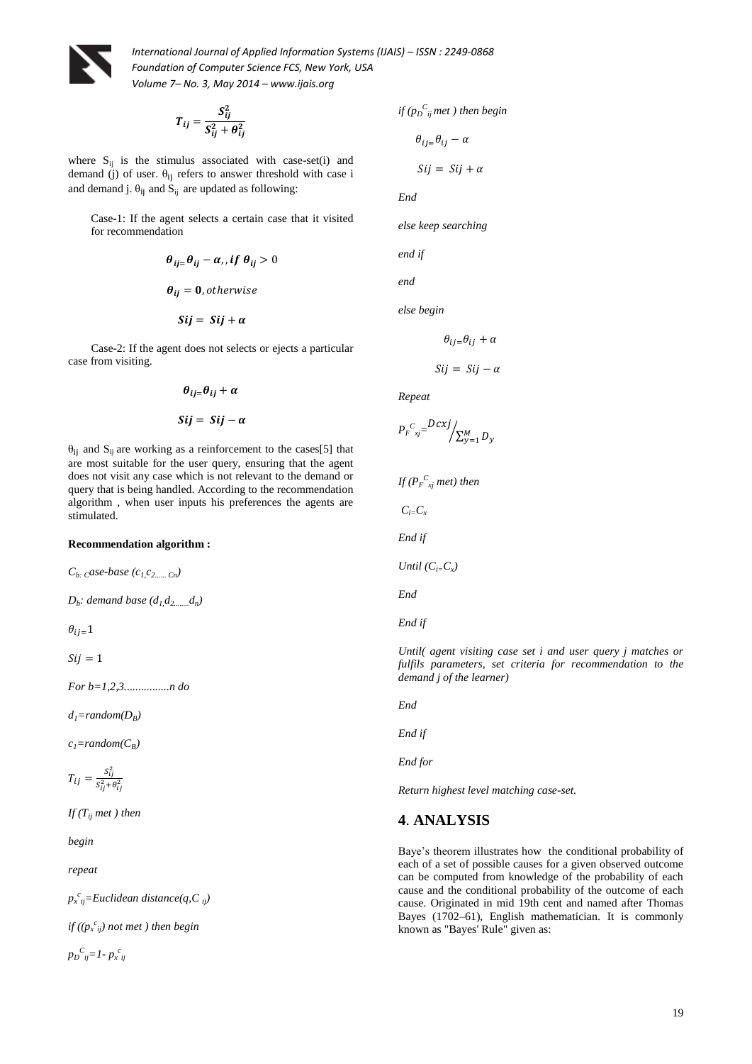$$T_{ij} = \frac{S_{ij}^2}{S_{ij}^2 + \theta_{ij}^2}$$

where $S_{ij}$ is the stimulus associated with case-set(i) and demand (j) of user. $\theta_{ij}$ refers to answer threshold with case i and demand j. $\theta_{ij}$ and $S_{ij}$ are updated as following:

Case-1: If the agent selects a certain case that it visited for recommendation

$$\theta_{ij} = \theta_{ij} - \alpha,, if\ \theta_{ij} > 0$$

$$\theta_{ij} = 0, otherwise$$

$$Sij = Sij + \alpha$$

Case-2: If the agent does not selects or ejects a particular case from visiting.

$$\theta_{ij} = \theta_{ij} + \alpha$$

$$Sij = Sij - \alpha$$

$\theta_{ij}$ and $S_{ij}$ are working as a reinforcement to the cases[5] that are most suitable for the user query, ensuring that the agent does not visit any case which is not relevant to the demand or query that is being handled. According to the recommendation algorithm , when user inputs his preferences the agents are stimulated.

**Recommendation algorithm :**

*$C_{b:\ C}$ase-base ($c_1, c_2 ...... _{Cn}$)*

*$D_b$: demand base ($d_1, d_2 ........ d_n$)*

$\theta_{ij} = 1$

$Sij = 1$

*For b=1,2,3................n do*

*$d_1$=random($D_B$)*

*$c_1$=random($C_B$)*

$T_{ij} = \frac{S_{ij}^2}{S_{ij}^2 + \theta_{ij}^2}$

*If ($T_{ij}$ met ) then*

*begin*

*repeat*

*$p_x{}^c{}_{ij}$=Euclidean distance(q,$C_{ij}$)*

*if (($p_x{}^c{}_{ij}$) not met ) then begin*

*$p_D{}^C{}_{ij}$=1- $p_x{}^c{}_{ij}$*

*if ($p_D{}^C{}_{ij}$ met ) then begin*

$\theta_{ij} = \theta_{ij} - \alpha$

$Sij = Sij + \alpha$

*End*

*else keep searching*

*end if*

*end*

*else begin*

$\theta_{ij} = \theta_{ij} + \alpha$

$Sij = Sij - \alpha$

*Repeat*

$P_F{}^C{}_{xj} = {Dcxj} / {\sum_{y=1}^{M} D_y}$

*If ($P_F{}^C{}_{xj}$ met) then*

*$C_i = C_x$*

*End if*

*Until ($C_i = C_x$)*

*End*

*End if*

*Until( agent visiting case set i and user query j matches or fulfils parameters, set criteria for recommendation to the demand j of the learner)*

*End*

*End if*

*End for*

*Return highest level matching case-set.*

## 4. ANALYSIS

Baye's theorem illustrates how the conditional probability of each of a set of possible causes for a given observed outcome can be computed from knowledge of the probability of each cause and the conditional probability of the outcome of each cause. Originated in mid 19th cent and named after Thomas Bayes (1702–61), English mathematician. It is commonly known as "Bayes' Rule" given as: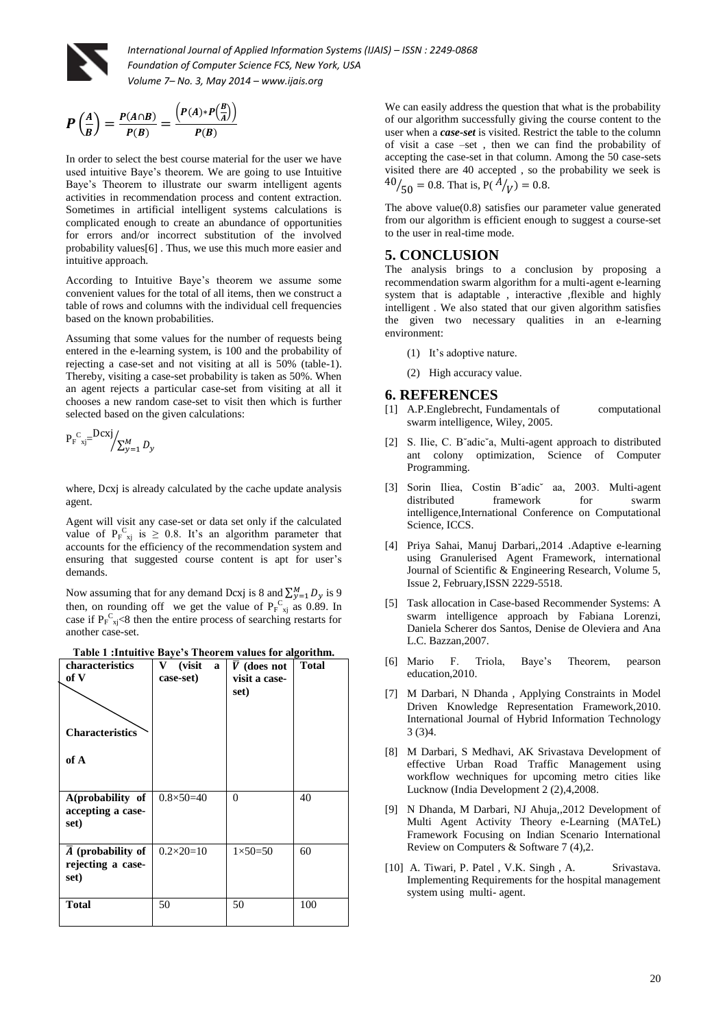$$P\left(\frac{A}{B}\right) = \frac{P(A \cap B)}{P(B)} = \frac{\left(P(A) * P\left(\frac{B}{A}\right)\right)}{P(B)}$$

In order to select the best course material for the user we have used intuitive Baye's theorem. We are going to use Intuitive Baye's Theorem to illustrate our swarm intelligent agents activities in recommendation process and content extraction. Sometimes in artificial intelligent systems calculations is complicated enough to create an abundance of opportunities for errors and/or incorrect substitution of the involved probability values[6] . Thus, we use this much more easier and intuitive approach.

According to Intuitive Baye's theorem we assume some convenient values for the total of all items, then we construct a table of rows and columns with the individual cell frequencies based on the known probabilities.

Assuming that some values for the number of requests being entered in the e-learning system, is 100 and the probability of rejecting a case-set and not visiting at all is 50% (table-1). Thereby, visiting a case-set probability is taken as 50%. When an agent rejects a particular case-set from visiting at all it chooses a new random case-set to visit then which is further selected based on the given calculations:

$$P_{F}{}^{C}{}_{xj} = Dcxj \Big/ \sum_{y=1}^{M} D_y$$

where, Dcxj is already calculated by the cache update analysis agent.

Agent will visit any case-set or data set only if the calculated value of $P_{F}{}^{C}{}_{xj}$ is $\geq 0.8$. It's an algorithm parameter that accounts for the efficiency of the recommendation system and ensuring that suggested course content is apt for user's demands.

Now assuming that for any demand Dcxj is 8 and $\sum_{y=1}^{M} D_y$ is 9 then, on rounding off we get the value of $P_{F}{}^{C}{}_{xj}$ as 0.89. In case if $P_{F}{}^{C}{}_{xj}<8$ then the entire process of searching restarts for another case-set.

**Table 1 :Intuitive Baye's Theorem values for algorithm.**

| characteristics of V / Characteristics of A | V (visit a case-set) | $\overline{V}$ (does not visit a case-set) | Total |
|---|---|---|---|
| A(probability of accepting a case-set) | 0.8×50=40 | 0 | 40 |
| $\overline{A}$ (probability of rejecting a case-set) | 0.2×20=10 | 1×50=50 | 60 |
| Total | 50 | 50 | 100 |

We can easily address the question that what is the probability of our algorithm successfully giving the course content to the user when a ***case-set*** is visited. Restrict the table to the column of visit a case –set , then we can find the probability of accepting the case-set in that column. Among the 50 case-sets visited there are 40 accepted , so the probability we seek is $^{40}/_{50} = 0.8$. That is, $P(^{A}/_{V}) = 0.8$.

The above value(0.8) satisfies our parameter value generated from our algorithm is efficient enough to suggest a course-set to the user in real-time mode.

## 5. CONCLUSION

The analysis brings to a conclusion by proposing a recommendation swarm algorithm for a multi-agent e-learning system that is adaptable , interactive ,flexible and highly intelligent . We also stated that our given algorithm satisfies the given two necessary qualities in an e-learning environment:

(1) It's adoptive nature.

(2) High accuracy value.

## 6. REFERENCES

[1] A.P.Englebrecht, Fundamentals of computational swarm intelligence, Wiley, 2005.

[2] S. Ilie, C. B˘adic˘a, Multi-agent approach to distributed ant colony optimization, Science of Computer Programming.

[3] Sorin Iliea, Costin B˘adic˘ aa, 2003. Multi-agent distributed framework for swarm intelligence,International Conference on Computational Science, ICCS.

[4] Priya Sahai, Manuj Darbari,,2014 .Adaptive e-learning using Granulerised Agent Framework, international Journal of Scientific & Engineering Research, Volume 5, Issue 2, February,ISSN 2229-5518.

[5] Task allocation in Case-based Recommender Systems: A swarm intelligence approach by Fabiana Lorenzi, Daniela Scherer dos Santos, Denise de Oleviera and Ana L.C. Bazzan,2007.

[6] Mario F. Triola, Baye's Theorem, pearson education,2010.

[7] M Darbari, N Dhanda , Applying Constraints in Model Driven Knowledge Representation Framework,2010. International Journal of Hybrid Information Technology 3 (3)4.

[8] M Darbari, S Medhavi, AK Srivastava Development of effective Urban Road Traffic Management using workflow wechniques for upcoming metro cities like Lucknow (India Development 2 (2),4,2008.

[9] N Dhanda, M Darbari, NJ Ahuja,,2012 Development of Multi Agent Activity Theory e-Learning (MATeL) Framework Focusing on Indian Scenario International Review on Computers & Software 7 (4),2.

[10] A. Tiwari, P. Patel , V.K. Singh , A. Srivastava. Implementing Requirements for the hospital management system using multi- agent.